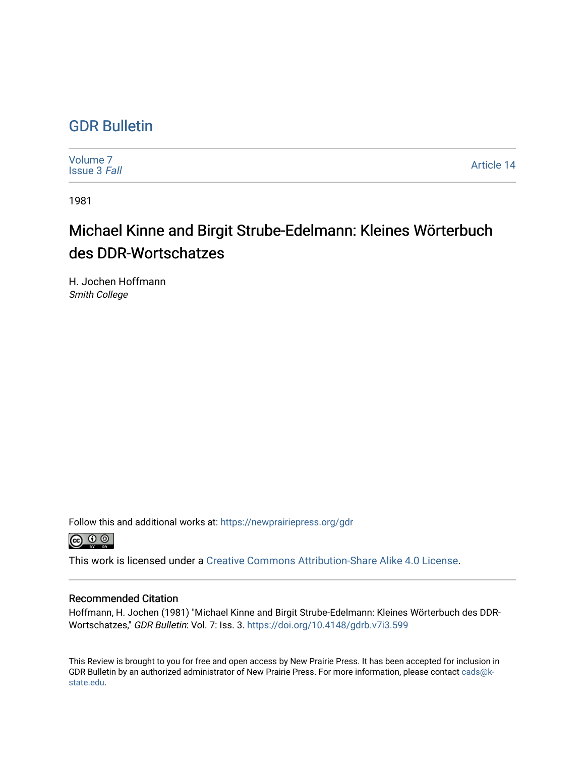# GDR Bulletin

Volume 7
Issue 3 *Fall*

Article 14

1981

## Michael Kinne and Birgit Strube-Edelmann: Kleines Wörterbuch des DDR-Wortschatzes

H. Jochen Hoffmann
*Smith College*

Follow this and additional works at: https://newprairiepress.org/gdr

This work is licensed under a Creative Commons Attribution-Share Alike 4.0 License.

### Recommended Citation

Hoffmann, H. Jochen (1981) "Michael Kinne and Birgit Strube-Edelmann: Kleines Wörterbuch des DDR-Wortschatzes," *GDR Bulletin*: Vol. 7: Iss. 3. https://doi.org/10.4148/gdrb.v7i3.599

This Review is brought to you for free and open access by New Prairie Press. It has been accepted for inclusion in GDR Bulletin by an authorized administrator of New Prairie Press. For more information, please contact cads@k-state.edu.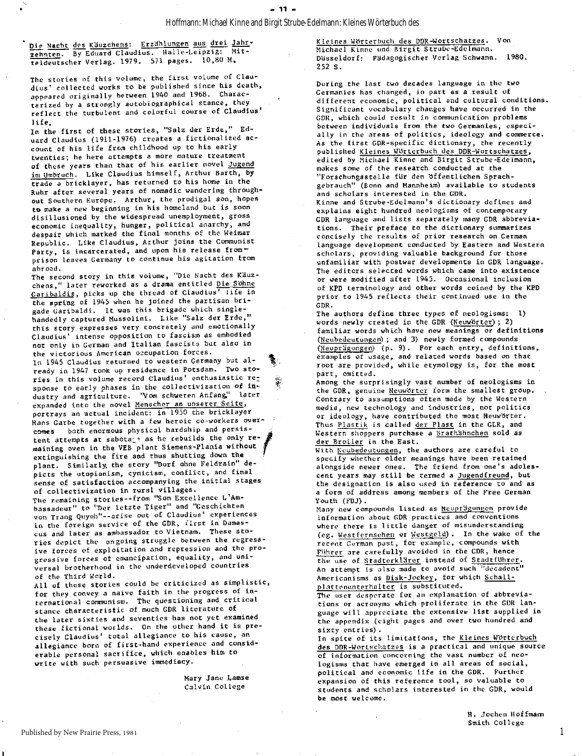Die Nacht des Käuzchens: Erzählungen aus drei Jahrzehnten. By Eduard Claudius. Halle-Leipzig: Mitteldeutscher Verlag. 1979. 571 pages. 10,80 M.

The stories of this volume, the first volume of Claudius' collected works to be published since his death, appeared originally between 1940 and 1968. Characterized by a strongly autobiographical stance, they reflect the turbulent and colorful course of Claudius' life.

In the first of these stories, "Salz der Erde," Eduard Claudius (1911-1976) creates a fictionalized account of his life from childhood up to his early twenties; he here attempts a more mature treatment of these years than that of his earlier novel Jugend im Umbruch. Like Claudius himself, Arthur Barth, by trade a bricklayer, has returned to his home in the Ruhr after several years of nomadic wandering throughout Southern Europe. Arthur, the prodigal son, hopes to make a new beginning in his homeland but is soon disillusioned by the widespread unemployment, gross economic inequality, hunger, political anarchy, and despair which marked the final months of the Weimar Republic. Like Claudius, Arthur joins the Communist Party, is incarcerated, and upon his release from prison leaves Germany to continue his agitation from abroad.

The second story in this volume, "Die Nacht des Käuzchens," later reworked as a drama entitled Die Söhne Garibaldis, picks up the thread of Claudius' life in the spring of 1945 when he joined the partisan brigade Garibaldi. It was this brigade which singlehandedly captured Mussolini. Like "Salz der Erde," this story expresses very concretely and emotionally Claudius' intense opposition to fascism as embodied not only in German and Italian fascists but also in the victorious American occupation forces.

In 1945 Claudius returned to western Germany but already in 1947 took up residence in Potsdam. Two stories in this volume record Claudius' enthusiastic response to early phases in the collectivization of industry and agriculture. "Vom schweren Anfang" later expanded into the novel Menschen an unserer Seite, portrays an actual incident: in 1950 the bricklayer Hans Garbe together with a few heroic co-workers overcomes both enormous physical hardship and persistent attempts at sabotage as he rebuilds the only remaining oven in the VEB plant Siemens-Plania without extinguishing the fire and thus shutting down the plant. Similarly, the story "Dorf ohne Feldrain" depicts the utopianism, cynicism, conflict, and final sense of satisfaction accompanying the initial stages of collectivization in rural villages.

The remaining stories--from "Son Excellence L'Ambassadeur" to "Der letzte Tiger" and "Geschichten von Trang Quynh"--arise out of Claudius' experiences in the foreign service of the GDR, first in Damascus and later as ambassador to Vietnam. These stories depict the ongoing struggle between the regressive forces of exploitation and repression and the progressive forces of emancipation, equality, and universal brotherhood in the underdeveloped countries of the Third World.

All of these stories could be criticized as simplistic, for they convey a naive faith in the progress of international communism. The questioning and critical stance characteristic of much GDR literature of the later sixties and seventies has not yet examined these fictional worlds. On the other hand it is precisely Claudius' total allegiance to his cause, an allegiance born of first-hand experience and considerable personal sacrifice, which enables him to write with such persuasive immediacy.

Mary Jane Lamse
Calvin College

Kleines Wörterbuch des DDR-Wortschatzes. Von Michael Kinne und Birgit Strube-Edelmann. Düsseldorf: Pädagogischer Verlag Schwann. 1980. 252 S.

During the last two decades language in the two Germanies has changed, in part as a result of different economic, political and cultural conditions. Significant vocabulary changes have occurred in the GDR, which could result in communication problems between individuals from the two Germanies, especially in the areas of politics, ideology and commerce. As the first GDR-specific dictionary, the recently published Kleines Wörterbuch des DDR-Wortschatzes, edited by Michael Kinne and Birgit Strube-Edelmann, makes some of the research conducted at the "Forschungsstelle für den öffentlichen Sprachgebrauch" (Bonn and Mannheim) available to students and scholars interested in the GDR.

Kinne and Strube-Edelmann's dictionary defines and explains eight hundred neologisms of contemporary GDR language and lists separately many GDR abbreviations. Their preface to the dictionary summarizes concisely the results of prior research on German language development conducted by Eastern and Western scholars, providing valuable background for those unfamiliar with postwar developments in GDR language. The editors selected words which came into existence or were modified after 1945. Occasional inclusion of KPD terminology and other words coined by the KPD prior to 1945 reflects their continued use in the GDR.

The authors define three types of neologisms: 1) words newly created in the GDR (Neuwörter); 2) familiar words which have new meanings or definitions (Neubedeutungen); and 3) newly formed compounds (Neuprägungen) (p. 9). For each entry, definitions, examples of usage, and related words based on that root are provided, while etymology is, for the most part, omitted.

Among the surprisingly vast number of neologisms in the GDR, genuine Neuwörter form the smallest group. Contrary to assumptions often made by the Western media, new technology and industries, not politics or ideology, have contributed the most Neuwörter. Thus Plastik is called der Plast in the GDR, and Western shoppers purchase a Brathähnchen sold as der Broiler in the East.

With Neubedeutungen, the authors are careful to specify whether older meanings have been retained alongside newer ones. The friend from one's adolescent years may still be termed a Jugendfreund, but the designation is also used in reference to and as a form of address among members of the Free German Youth (FDJ).

Many new compounds listed as Neuprägungen provide information about GDR practices and conventions where there is little danger of misunderstanding (eg. Westfernsehen or Westgeld). In the wake of the recent German past, for example, compounds with Führer are carefully avoided in the GDR, hence the use of Stadterklärer instead of Stadtführer. An attempt is also made to avoid such "decadent" Americanisms as Disk-Jockey, for which Schallplattenunterhalter is substituted.

The user desperate for an explanation of abbreviations or acronyms which proliferate in the GDR language will appreciate the extensive list supplied in the appendix (eight pages and over two hundred and sixty entries).

In spite of its limitations, the Kleines Wörterbuch des DDR-Wortschatzes is a practical and unique source of information concerning the vast number of neologisms that have emerged in all areas of social, political and economic life in the GDR. Further expansion of this reference tool, so valuable to students and scholars interested in the GDR, would be most welcome.

H. Jochen Hoffmann
Smith College